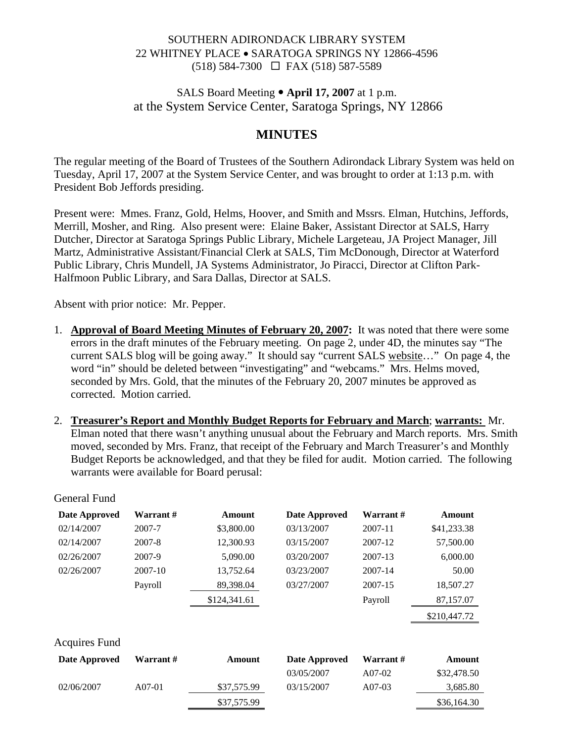SOUTHERN ADIRONDACK LIBRARY SYSTEM
22 WHITNEY PLACE • SARATOGA SPRINGS NY 12866-4596
(518) 584-7300 ☐ FAX (518) 587-5589

SALS Board Meeting • **April 17, 2007** at 1 p.m.
at the System Service Center, Saratoga Springs, NY 12866

# MINUTES

The regular meeting of the Board of Trustees of the Southern Adirondack Library System was held on Tuesday, April 17, 2007 at the System Service Center, and was brought to order at 1:13 p.m. with President Bob Jeffords presiding.

Present were: Mmes. Franz, Gold, Helms, Hoover, and Smith and Mssrs. Elman, Hutchins, Jeffords, Merrill, Mosher, and Ring. Also present were: Elaine Baker, Assistant Director at SALS, Harry Dutcher, Director at Saratoga Springs Public Library, Michele Largeteau, JA Project Manager, Jill Martz, Administrative Assistant/Financial Clerk at SALS, Tim McDonough, Director at Waterford Public Library, Chris Mundell, JA Systems Administrator, Jo Piracci, Director at Clifton Park-Halfmoon Public Library, and Sara Dallas, Director at SALS.

Absent with prior notice: Mr. Pepper.

1. **Approval of Board Meeting Minutes of February 20, 2007:** It was noted that there were some errors in the draft minutes of the February meeting. On page 2, under 4D, the minutes say "The current SALS blog will be going away." It should say "current SALS website…" On page 4, the word "in" should be deleted between "investigating" and "webcams." Mrs. Helms moved, seconded by Mrs. Gold, that the minutes of the February 20, 2007 minutes be approved as corrected. Motion carried.

2. **Treasurer's Report and Monthly Budget Reports for February and March**; **warrants:** Mr. Elman noted that there wasn't anything unusual about the February and March reports. Mrs. Smith moved, seconded by Mrs. Franz, that receipt of the February and March Treasurer's and Monthly Budget Reports be acknowledged, and that they be filed for audit. Motion carried. The following warrants were available for Board perusal:

General Fund

| Date Approved | Warrant # | Amount | Date Approved | Warrant # | Amount |
|---|---|---|---|---|---|
| 02/14/2007 | 2007-7 | $3,800.00 | 03/13/2007 | 2007-11 | $41,233.38 |
| 02/14/2007 | 2007-8 | 12,300.93 | 03/15/2007 | 2007-12 | 57,500.00 |
| 02/26/2007 | 2007-9 | 5,090.00 | 03/20/2007 | 2007-13 | 6,000.00 |
| 02/26/2007 | 2007-10 | 13,752.64 | 03/23/2007 | 2007-14 | 50.00 |
| | Payroll | 89,398.04 | 03/27/2007 | 2007-15 | 18,507.27 |
| | | $124,341.61 | | Payroll | 87,157.07 |
| | | | | | $210,447.72 |

Acquires Fund

| Date Approved | Warrant # | Amount | Date Approved | Warrant # | Amount |
|---|---|---|---|---|---|
| | | | 03/05/2007 | A07-02 | $32,478.50 |
| 02/06/2007 | A07-01 | $37,575.99 | 03/15/2007 | A07-03 | 3,685.80 |
| | | $37,575.99 | | | $36,164.30 |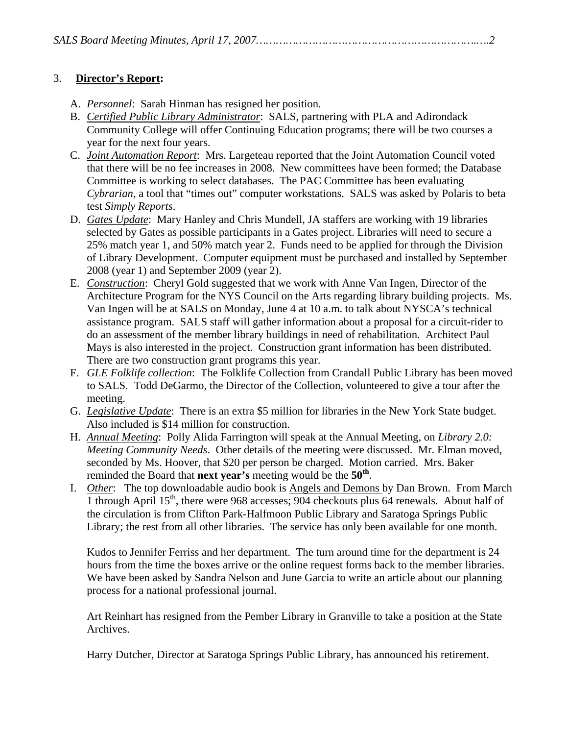3. **<u>Director's Report</u>:**

A. *<u>Personnel</u>*: Sarah Hinman has resigned her position.

B. *<u>Certified Public Library Administrator</u>*: SALS, partnering with PLA and Adirondack Community College will offer Continuing Education programs; there will be two courses a year for the next four years.

C. *<u>Joint Automation Report</u>*: Mrs. Largeteau reported that the Joint Automation Council voted that there will be no fee increases in 2008. New committees have been formed; the Database Committee is working to select databases. The PAC Committee has been evaluating *Cybrarian*, a tool that "times out" computer workstations. SALS was asked by Polaris to beta test *Simply Reports*.

D. *<u>Gates Update</u>*: Mary Hanley and Chris Mundell, JA staffers are working with 19 libraries selected by Gates as possible participants in a Gates project. Libraries will need to secure a 25% match year 1, and 50% match year 2. Funds need to be applied for through the Division of Library Development. Computer equipment must be purchased and installed by September 2008 (year 1) and September 2009 (year 2).

E. *<u>Construction</u>*: Cheryl Gold suggested that we work with Anne Van Ingen, Director of the Architecture Program for the NYS Council on the Arts regarding library building projects. Ms. Van Ingen will be at SALS on Monday, June 4 at 10 a.m. to talk about NYSCA's technical assistance program. SALS staff will gather information about a proposal for a circuit-rider to do an assessment of the member library buildings in need of rehabilitation. Architect Paul Mays is also interested in the project. Construction grant information has been distributed. There are two construction grant programs this year.

F. *<u>GLE Folklife collection</u>*: The Folklife Collection from Crandall Public Library has been moved to SALS. Todd DeGarmo, the Director of the Collection, volunteered to give a tour after the meeting.

G. *<u>Legislative Update</u>*: There is an extra $5 million for libraries in the New York State budget. Also included is $14 million for construction.

H. *<u>Annual Meeting</u>*: Polly Alida Farrington will speak at the Annual Meeting, on *Library 2.0: Meeting Community Needs*. Other details of the meeting were discussed. Mr. Elman moved, seconded by Ms. Hoover, that $20 per person be charged. Motion carried. Mrs. Baker reminded the Board that **next year's** meeting would be the **50th**.

I. *<u>Other</u>*: The top downloadable audio book is <u>Angels and Demons</u> by Dan Brown. From March 1 through April 15th, there were 968 accesses; 904 checkouts plus 64 renewals. About half of the circulation is from Clifton Park-Halfmoon Public Library and Saratoga Springs Public Library; the rest from all other libraries. The service has only been available for one month.

Kudos to Jennifer Ferriss and her department. The turn around time for the department is 24 hours from the time the boxes arrive or the online request forms back to the member libraries. We have been asked by Sandra Nelson and June Garcia to write an article about our planning process for a national professional journal.

Art Reinhart has resigned from the Pember Library in Granville to take a position at the State Archives.

Harry Dutcher, Director at Saratoga Springs Public Library, has announced his retirement.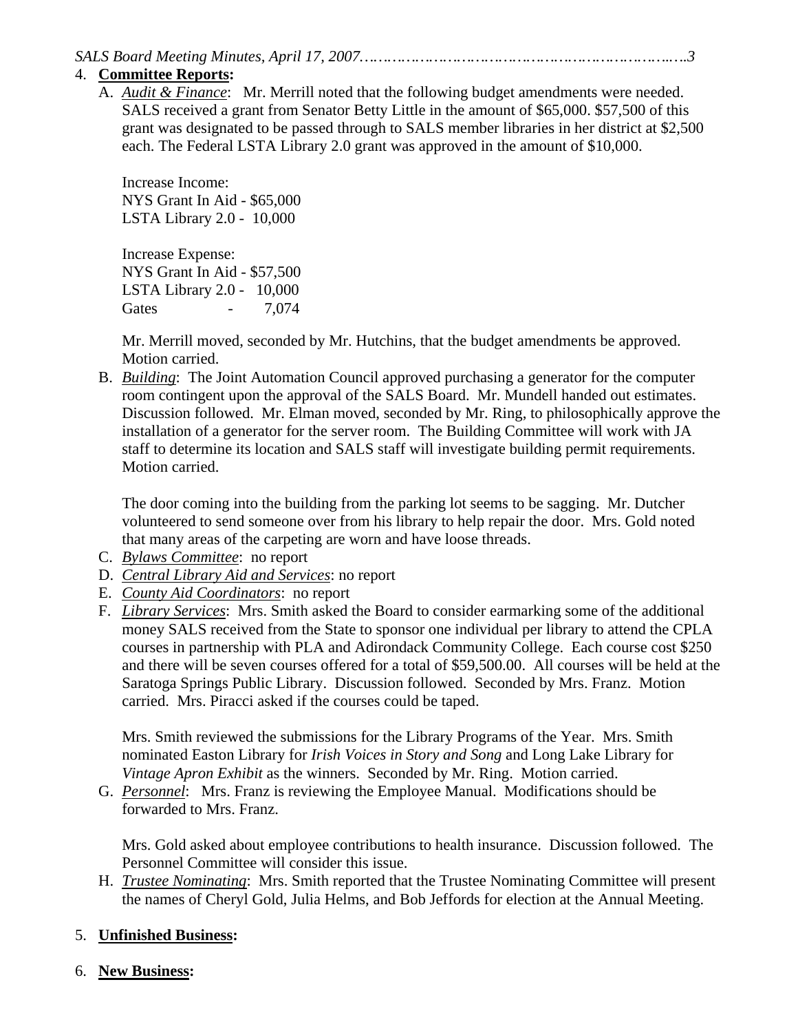4. **Committee Reports:**

   A. *Audit & Finance*: Mr. Merrill noted that the following budget amendments were needed. SALS received a grant from Senator Betty Little in the amount of $65,000. $57,500 of this grant was designated to be passed through to SALS member libraries in her district at $2,500 each. The Federal LSTA Library 2.0 grant was approved in the amount of $10,000.

   Increase Income:
   NYS Grant In Aid - $65,000
   LSTA Library 2.0 - 10,000

   Increase Expense:
   NYS Grant In Aid - $57,500
   LSTA Library 2.0 - 10,000
   Gates - 7,074

   Mr. Merrill moved, seconded by Mr. Hutchins, that the budget amendments be approved. Motion carried.

   B. *Building*: The Joint Automation Council approved purchasing a generator for the computer room contingent upon the approval of the SALS Board. Mr. Mundell handed out estimates. Discussion followed. Mr. Elman moved, seconded by Mr. Ring, to philosophically approve the installation of a generator for the server room. The Building Committee will work with JA staff to determine its location and SALS staff will investigate building permit requirements. Motion carried.

   The door coming into the building from the parking lot seems to be sagging. Mr. Dutcher volunteered to send someone over from his library to help repair the door. Mrs. Gold noted that many areas of the carpeting are worn and have loose threads.

   C. *Bylaws Committee*: no report

   D. *Central Library Aid and Services*: no report

   E. *County Aid Coordinators*: no report

   F. *Library Services*: Mrs. Smith asked the Board to consider earmarking some of the additional money SALS received from the State to sponsor one individual per library to attend the CPLA courses in partnership with PLA and Adirondack Community College. Each course cost $250 and there will be seven courses offered for a total of $59,500.00. All courses will be held at the Saratoga Springs Public Library. Discussion followed. Seconded by Mrs. Franz. Motion carried. Mrs. Piracci asked if the courses could be taped.

   Mrs. Smith reviewed the submissions for the Library Programs of the Year. Mrs. Smith nominated Easton Library for *Irish Voices in Story and Song* and Long Lake Library for *Vintage Apron Exhibit* as the winners. Seconded by Mr. Ring. Motion carried.

   G. *Personnel*: Mrs. Franz is reviewing the Employee Manual. Modifications should be forwarded to Mrs. Franz.

   Mrs. Gold asked about employee contributions to health insurance. Discussion followed. The Personnel Committee will consider this issue.

   H. *Trustee Nominating*: Mrs. Smith reported that the Trustee Nominating Committee will present the names of Cheryl Gold, Julia Helms, and Bob Jeffords for election at the Annual Meeting.

5. **Unfinished Business:**

6. **New Business:**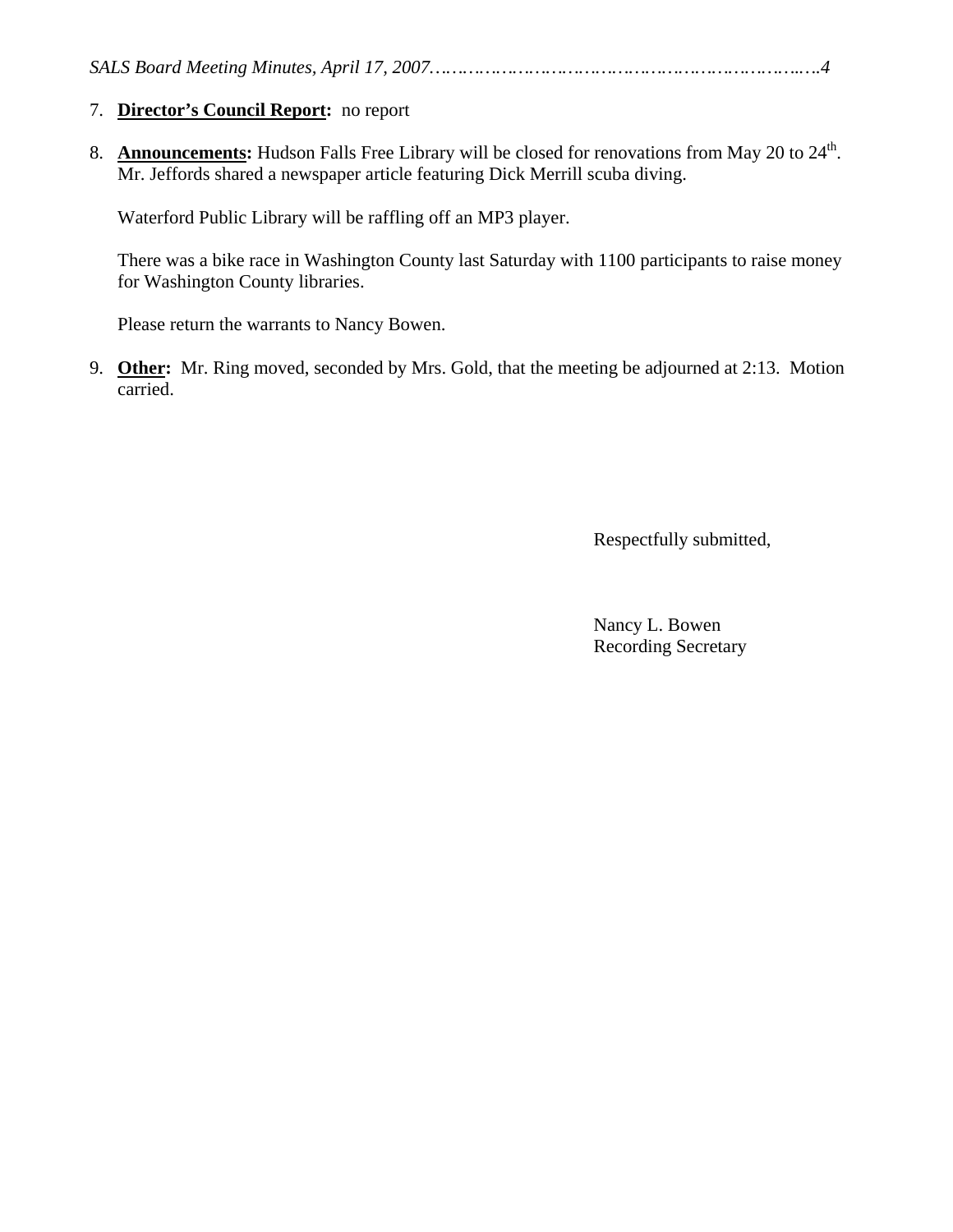7. **Director's Council Report:** no report

8. **Announcements:** Hudson Falls Free Library will be closed for renovations from May 20 to 24th. Mr. Jeffords shared a newspaper article featuring Dick Merrill scuba diving.

   Waterford Public Library will be raffling off an MP3 player.

   There was a bike race in Washington County last Saturday with 1100 participants to raise money for Washington County libraries.

   Please return the warrants to Nancy Bowen.

9. **Other:** Mr. Ring moved, seconded by Mrs. Gold, that the meeting be adjourned at 2:13. Motion carried.

Respectfully submitted,

Nancy L. Bowen
Recording Secretary